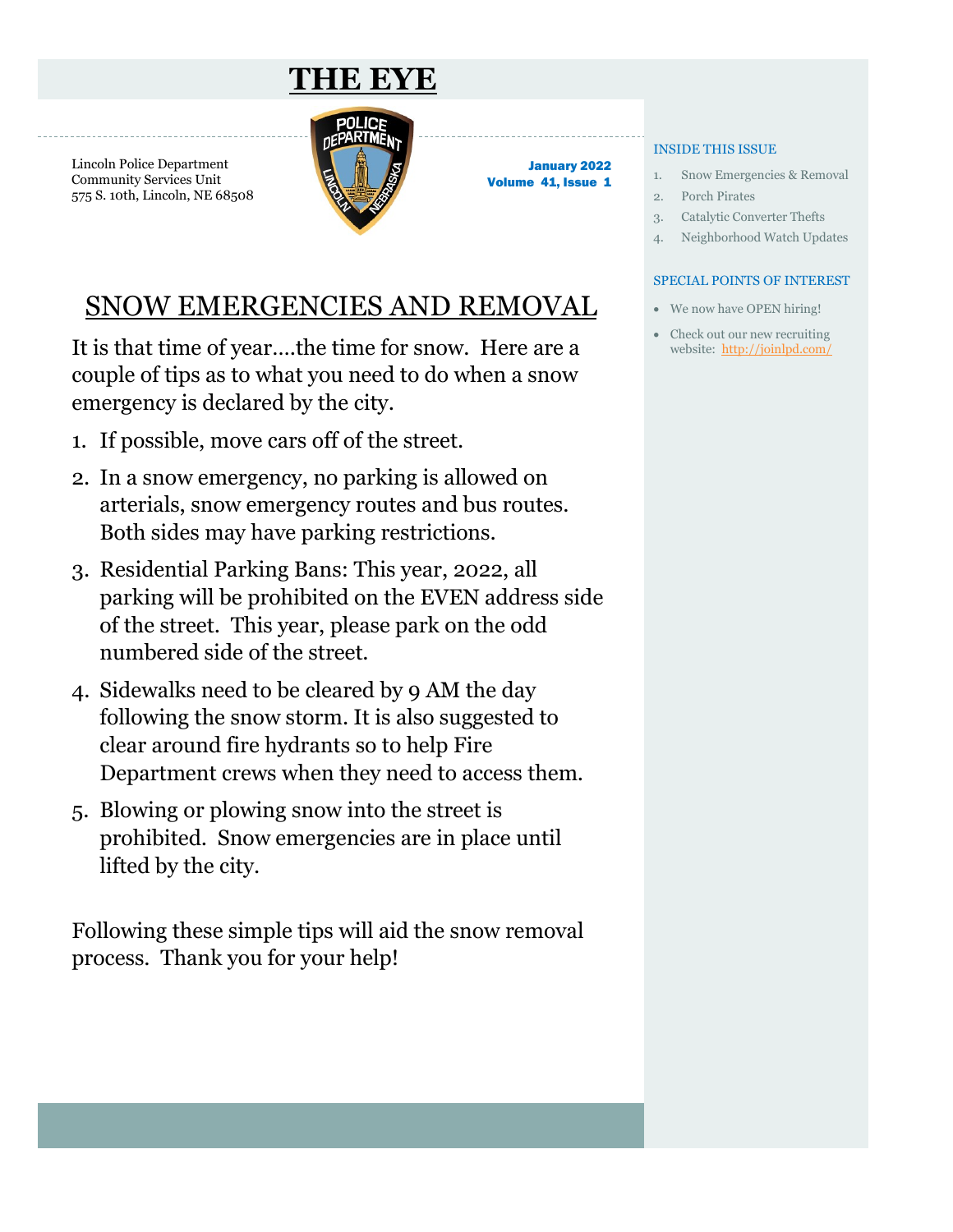# THE EYE

Lincoln Police Department
Community Services Unit
575 S. 10th, Lincoln, NE 68508

**January 2022**
**Volume 41, Issue 1**

## SNOW EMERGENCIES AND REMOVAL

It is that time of year….the time for snow. Here are a couple of tips as to what you need to do when a snow emergency is declared by the city.

1. If possible, move cars off of the street.
2. In a snow emergency, no parking is allowed on arterials, snow emergency routes and bus routes. Both sides may have parking restrictions.
3. Residential Parking Bans: This year, 2022, all parking will be prohibited on the EVEN address side of the street. This year, please park on the odd numbered side of the street.
4. Sidewalks need to be cleared by 9 AM the day following the snow storm. It is also suggested to clear around fire hydrants so to help Fire Department crews when they need to access them.
5. Blowing or plowing snow into the street is prohibited. Snow emergencies are in place until lifted by the city.

Following these simple tips will aid the snow removal process. Thank you for your help!

### INSIDE THIS ISSUE

1. Snow Emergencies & Removal
2. Porch Pirates
3. Catalytic Converter Thefts
4. Neighborhood Watch Updates

### SPECIAL POINTS OF INTEREST

- We now have OPEN hiring!
- Check out our new recruiting website: http://joinlpd.com/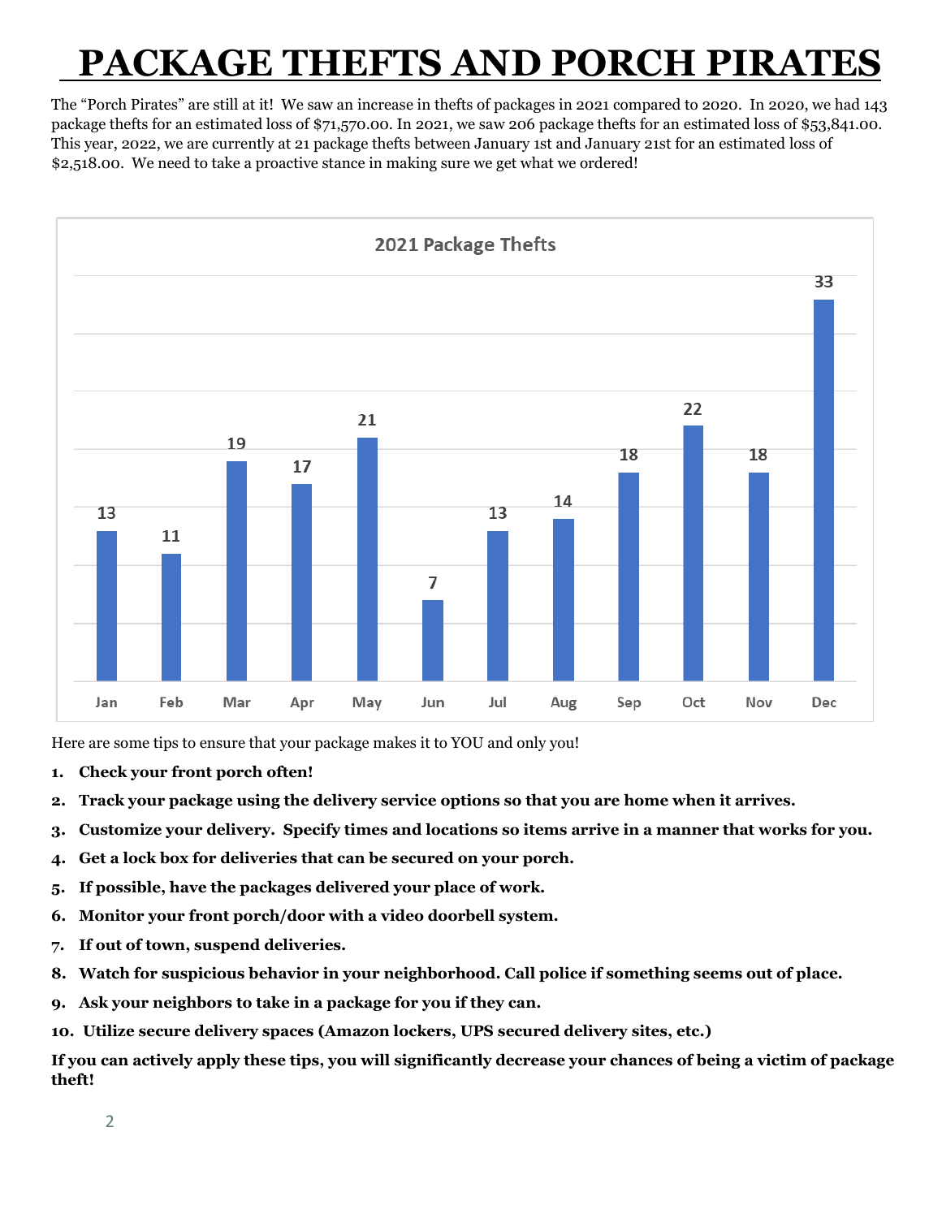# PACKAGE THEFTS AND PORCH PIRATES

The "Porch Pirates" are still at it! We saw an increase in thefts of packages in 2021 compared to 2020. In 2020, we had 143 package thefts for an estimated loss of $71,570.00. In 2021, we saw 206 package thefts for an estimated loss of $53,841.00. This year, 2022, we are currently at 21 package thefts between January 1st and January 21st for an estimated loss of $2,518.00. We need to take a proactive stance in making sure we get what we ordered!

**2021 Package Thefts**

| Month | Thefts |
| --- | --- |
| Jan | 13 |
| Feb | 11 |
| Mar | 19 |
| Apr | 17 |
| May | 21 |
| Jun | 7 |
| Jul | 13 |
| Aug | 14 |
| Sep | 18 |
| Oct | 22 |
| Nov | 18 |
| Dec | 33 |

Here are some tips to ensure that your package makes it to YOU and only you!

1. **Check your front porch often!**
2. **Track your package using the delivery service options so that you are home when it arrives.**
3. **Customize your delivery. Specify times and locations so items arrive in a manner that works for you.**
4. **Get a lock box for deliveries that can be secured on your porch.**
5. **If possible, have the packages delivered your place of work.**
6. **Monitor your front porch/door with a video doorbell system.**
7. **If out of town, suspend deliveries.**
8. **Watch for suspicious behavior in your neighborhood. Call police if something seems out of place.**
9. **Ask your neighbors to take in a package for you if they can.**
10. **Utilize secure delivery spaces (Amazon lockers, UPS secured delivery sites, etc.)**

**If you can actively apply these tips, you will significantly decrease your chances of being a victim of package theft!**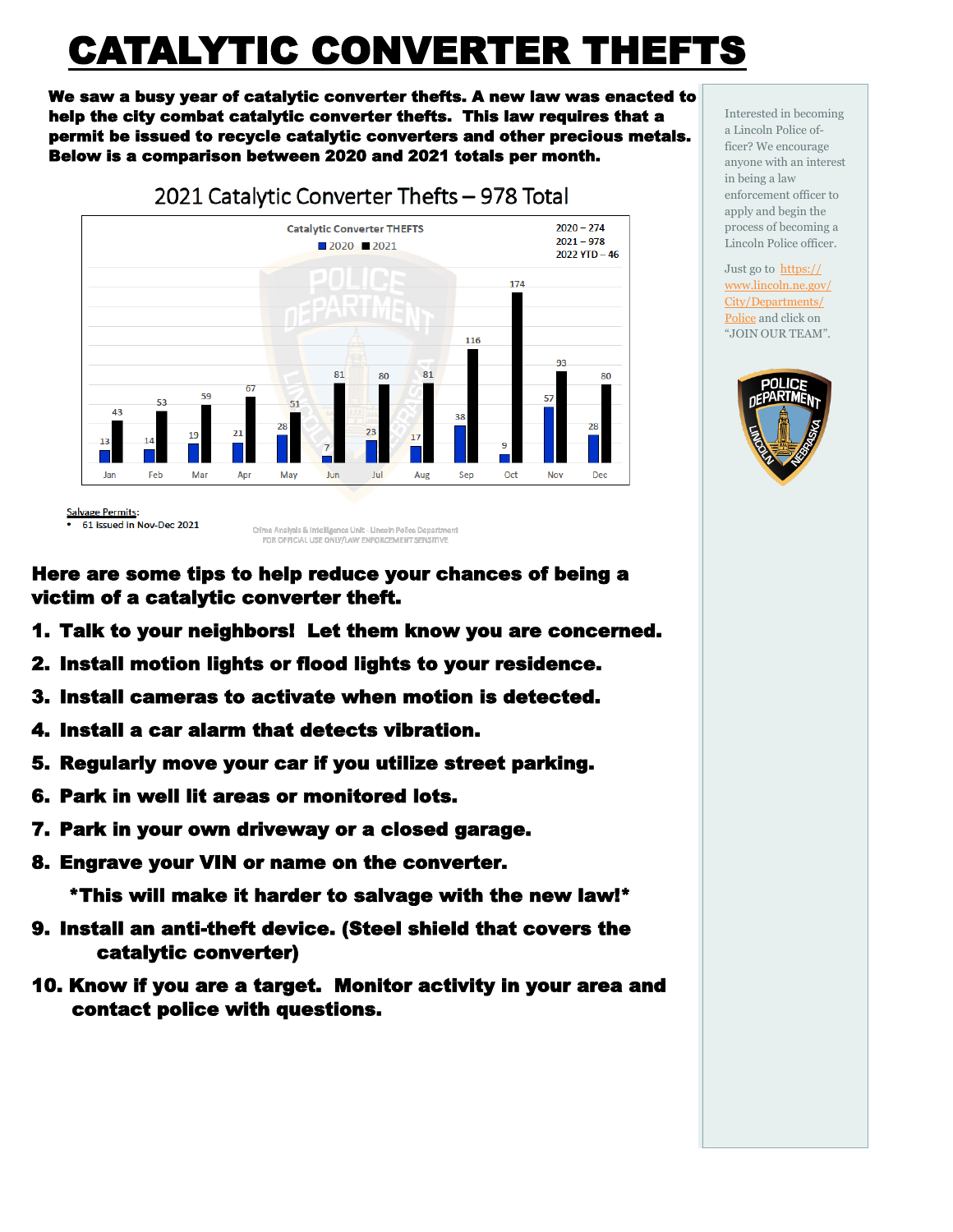# CATALYTIC CONVERTER THEFTS

**We saw a busy year of catalytic converter thefts. A new law was enacted to help the city combat catalytic converter thefts. This law requires that a permit be issued to recycle catalytic converters and other precious metals. Below is a comparison between 2020 and 2021 totals per month.**

## 2021 Catalytic Converter Thefts – 978 Total

Catalytic Converter THEFTS

2020 – 274
2021 – 978
2022 YTD – 46

| Month | 2020 | 2021 |
|---|---|---|
| Jan | 13 | 43 |
| Feb | 14 | 53 |
| Mar | 19 | 59 |
| Apr | 21 | 67 |
| May | 28 | 51 |
| Jun | 7 | 81 |
| Jul | 23 | 80 |
| Aug | 17 | 81 |
| Sep | 38 | 116 |
| Oct | 9 | 174 |
| Nov | 57 | 93 |
| Dec | 28 | 80 |

Salvage Permits:
- 61 issued in Nov-Dec 2021

Crime Analysis & Intelligence Unit - Lincoln Police Department
FOR OFFICIAL USE ONLY/LAW ENFORCEMENT SENSITIVE

**Here are some tips to help reduce your chances of being a victim of a catalytic converter theft.**

1. **Talk to your neighbors! Let them know you are concerned.**
2. **Install motion lights or flood lights to your residence.**
3. **Install cameras to activate when motion is detected.**
4. **Install a car alarm that detects vibration.**
5. **Regularly move your car if you utilize street parking.**
6. **Park in well lit areas or monitored lots.**
7. **Park in your own driveway or a closed garage.**
8. **Engrave your VIN or name on the converter.**

   **\*This will make it harder to salvage with the new law!\***
9. **Install an anti-theft device. (Steel shield that covers the catalytic converter)**
10. **Know if you are a target. Monitor activity in your area and contact police with questions.**

Interested in becoming a Lincoln Police officer? We encourage anyone with an interest in being a law enforcement officer to apply and begin the process of becoming a Lincoln Police officer.

Just go to https://www.lincoln.ne.gov/City/Departments/Police and click on "JOIN OUR TEAM".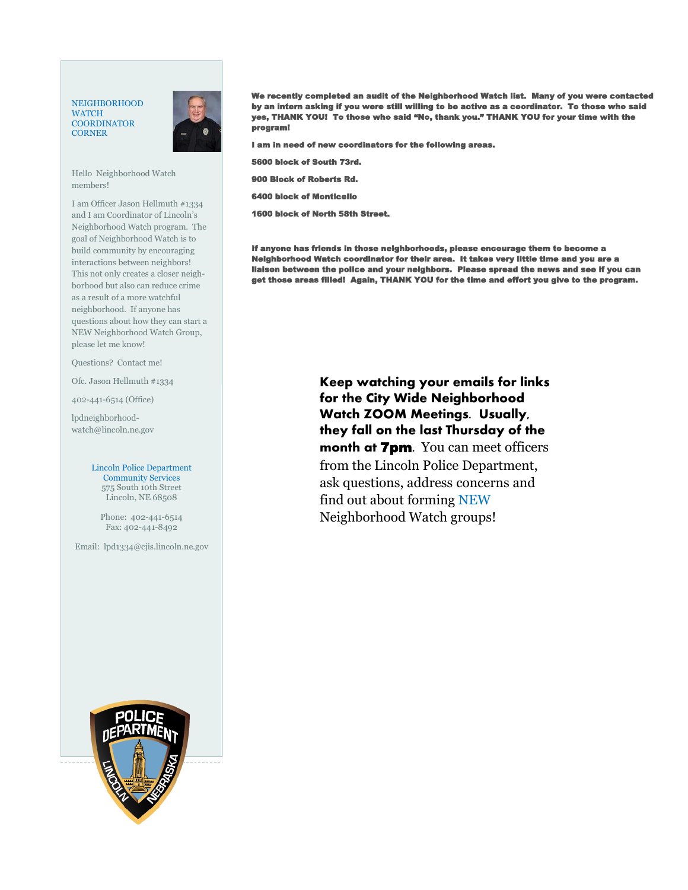## NEIGHBORHOOD WATCH COORDINATOR CORNER

Hello Neighborhood Watch members!

I am Officer Jason Hellmuth #1334 and I am Coordinator of Lincoln's Neighborhood Watch program. The goal of Neighborhood Watch is to build community by encouraging interactions between neighbors! This not only creates a closer neighborhood but also can reduce crime as a result of a more watchful neighborhood. If anyone has questions about how they can start a NEW Neighborhood Watch Group, please let me know!

Questions? Contact me!

Ofc. Jason Hellmuth #1334

402-441-6514 (Office)

lpdneighborhood-watch@lincoln.ne.gov

Lincoln Police Department
Community Services
575 South 10th Street
Lincoln, NE 68508

Phone: 402-441-6514
Fax: 402-441-8492

Email: lpd1334@cjis.lincoln.ne.gov

**We recently completed an audit of the Neighborhood Watch list. Many of you were contacted by an intern asking if you were still willing to be active as a coordinator. To those who said yes, THANK YOU! To those who said "No, thank you." THANK YOU for your time with the program!**

**I am in need of new coordinators for the following areas.**

**5600 block of South 73rd.**

**900 Block of Roberts Rd.**

**6400 block of Monticello**

**1600 block of North 58th Street.**

**If anyone has friends in those neighborhoods, please encourage them to become a Neighborhood Watch coordinator for their area. It takes very little time and you are a liaison between the police and your neighbors. Please spread the news and see if you can get those areas filled! Again, THANK YOU for the time and effort you give to the program.**

**Keep watching your emails for links for the City Wide Neighborhood Watch ZOOM Meetings. Usually, they fall on the last Thursday of the month at 7pm.** You can meet officers from the Lincoln Police Department, ask questions, address concerns and find out about forming NEW Neighborhood Watch groups!